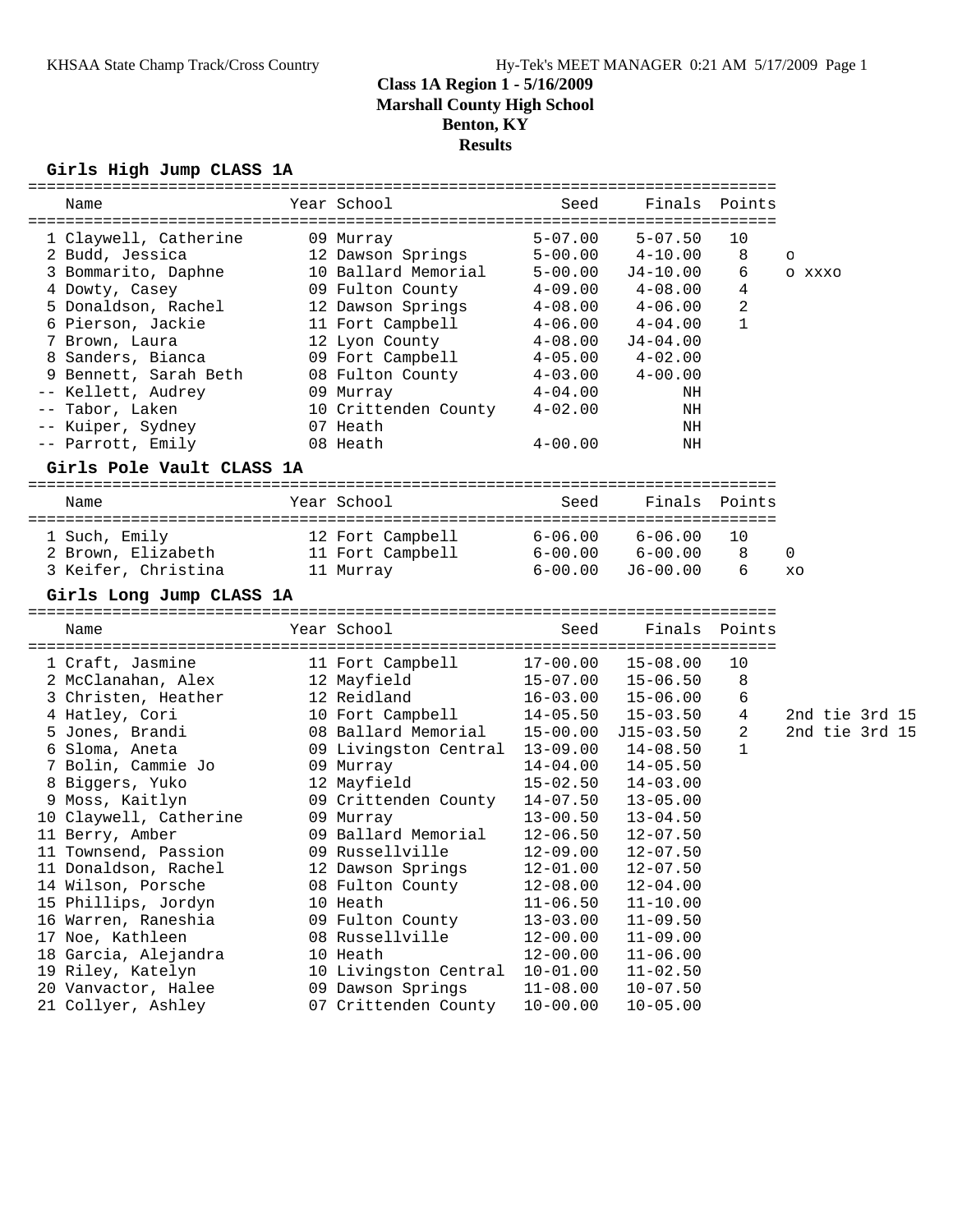KHSAA State Champ Track/Cross Country    Hy-Tek's MEET MANAGER 0:21 AM 5/17/2009

# Class 1A Region 1 - 5/16/2009
## Marshall County High School
## Benton, KY
## Results

### Girls High Jump CLASS 1A

| | Name | Year | School | Seed | Finals | Points | |
|---|---|---|---|---|---|---|---|
| 1 | Claywell, Catherine | 09 | Murray | 5-07.00 | 5-07.50 | 10 | |
| 2 | Budd, Jessica | 12 | Dawson Springs | 5-00.00 | 4-10.00 | 8 | o |
| 3 | Bommarito, Daphne | 10 | Ballard Memorial | 5-00.00 | J4-10.00 | 6 | o xxxo |
| 4 | Dowty, Casey | 09 | Fulton County | 4-09.00 | 4-08.00 | 4 | |
| 5 | Donaldson, Rachel | 12 | Dawson Springs | 4-08.00 | 4-06.00 | 2 | |
| 6 | Pierson, Jackie | 11 | Fort Campbell | 4-06.00 | 4-04.00 | 1 | |
| 7 | Brown, Laura | 12 | Lyon County | 4-08.00 | J4-04.00 | | |
| 8 | Sanders, Bianca | 09 | Fort Campbell | 4-05.00 | 4-02.00 | | |
| 9 | Bennett, Sarah Beth | 08 | Fulton County | 4-03.00 | 4-00.00 | | |
| -- | Kellett, Audrey | 09 | Murray | 4-04.00 | NH | | |
| -- | Tabor, Laken | 10 | Crittenden County | 4-02.00 | NH | | |
| -- | Kuiper, Sydney | 07 | Heath | | NH | | |
| -- | Parrott, Emily | 08 | Heath | 4-00.00 | NH | | |

### Girls Pole Vault CLASS 1A

| | Name | Year | School | Seed | Finals | Points | |
|---|---|---|---|---|---|---|---|
| 1 | Such, Emily | 12 | Fort Campbell | 6-06.00 | 6-06.00 | 10 | |
| 2 | Brown, Elizabeth | 11 | Fort Campbell | 6-00.00 | 6-00.00 | 8 | 0 |
| 3 | Keifer, Christina | 11 | Murray | 6-00.00 | J6-00.00 | 6 | xo |

### Girls Long Jump CLASS 1A

| | Name | Year | School | Seed | Finals | Points | |
|---|---|---|---|---|---|---|---|
| 1 | Craft, Jasmine | 11 | Fort Campbell | 17-00.00 | 15-08.00 | 10 | |
| 2 | McClanahan, Alex | 12 | Mayfield | 15-07.00 | 15-06.50 | 8 | |
| 3 | Christen, Heather | 12 | Reidland | 16-03.00 | 15-06.00 | 6 | |
| 4 | Hatley, Cori | 10 | Fort Campbell | 14-05.50 | 15-03.50 | 4 | 2nd tie 3rd 15 |
| 5 | Jones, Brandi | 08 | Ballard Memorial | 15-00.00 | J15-03.50 | 2 | 2nd tie 3rd 15 |
| 6 | Sloma, Aneta | 09 | Livingston Central | 13-09.00 | 14-08.50 | 1 | |
| 7 | Bolin, Cammie Jo | 09 | Murray | 14-04.00 | 14-05.50 | | |
| 8 | Biggers, Yuko | 12 | Mayfield | 15-02.50 | 14-03.00 | | |
| 9 | Moss, Kaitlyn | 09 | Crittenden County | 14-07.50 | 13-05.00 | | |
| 10 | Claywell, Catherine | 09 | Murray | 13-00.50 | 13-04.50 | | |
| 11 | Berry, Amber | 09 | Ballard Memorial | 12-06.50 | 12-07.50 | | |
| 11 | Townsend, Passion | 09 | Russellville | 12-09.00 | 12-07.50 | | |
| 11 | Donaldson, Rachel | 12 | Dawson Springs | 12-01.00 | 12-07.50 | | |
| 14 | Wilson, Porsche | 08 | Fulton County | 12-08.00 | 12-04.00 | | |
| 15 | Phillips, Jordyn | 10 | Heath | 11-06.50 | 11-10.00 | | |
| 16 | Warren, Raneshia | 09 | Fulton County | 13-03.00 | 11-09.50 | | |
| 17 | Noe, Kathleen | 08 | Russellville | 12-00.00 | 11-09.00 | | |
| 18 | Garcia, Alejandra | 10 | Heath | 12-00.00 | 11-06.00 | | |
| 19 | Riley, Katelyn | 10 | Livingston Central | 10-01.00 | 11-02.50 | | |
| 20 | Vanvactor, Halee | 09 | Dawson Springs | 11-08.00 | 10-07.50 | | |
| 21 | Collyer, Ashley | 07 | Crittenden County | 10-00.00 | 10-05.00 | | |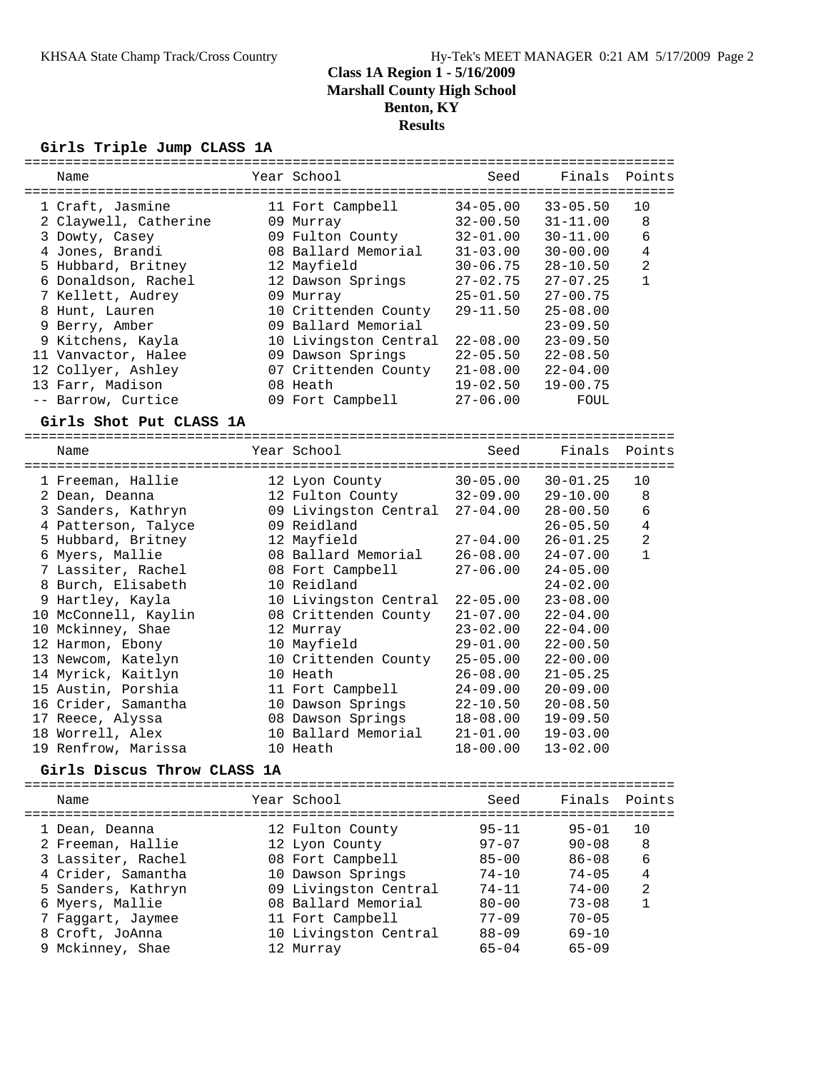# Class 1A Region 1 - 5/16/2009
## Marshall County High School
## Benton, KY
## Results

### Girls Triple Jump CLASS 1A

| Place | Name | Year | School | Seed | Finals | Points |
|---|---|---|---|---|---|---|
| 1 | Craft, Jasmine | 11 | Fort Campbell | 34-05.00 | 33-05.50 | 10 |
| 2 | Claywell, Catherine | 09 | Murray | 32-00.50 | 31-11.00 | 8 |
| 3 | Dowty, Casey | 09 | Fulton County | 32-01.00 | 30-11.00 | 6 |
| 4 | Jones, Brandi | 08 | Ballard Memorial | 31-03.00 | 30-00.00 | 4 |
| 5 | Hubbard, Britney | 12 | Mayfield | 30-06.75 | 28-10.50 | 2 |
| 6 | Donaldson, Rachel | 12 | Dawson Springs | 27-02.75 | 27-07.25 | 1 |
| 7 | Kellett, Audrey | 09 | Murray | 25-01.50 | 27-00.75 | |
| 8 | Hunt, Lauren | 10 | Crittenden County | 29-11.50 | 25-08.00 | |
| 9 | Berry, Amber | 09 | Ballard Memorial | | 23-09.50 | |
| 9 | Kitchens, Kayla | 10 | Livingston Central | 22-08.00 | 23-09.50 | |
| 11 | Vanvactor, Halee | 09 | Dawson Springs | 22-05.50 | 22-08.50 | |
| 12 | Collyer, Ashley | 07 | Crittenden County | 21-08.00 | 22-04.00 | |
| 13 | Farr, Madison | 08 | Heath | 19-02.50 | 19-00.75 | |
| -- | Barrow, Curtice | 09 | Fort Campbell | 27-06.00 | FOUL | |

### Girls Shot Put CLASS 1A

| Place | Name | Year | School | Seed | Finals | Points |
|---|---|---|---|---|---|---|
| 1 | Freeman, Hallie | 12 | Lyon County | 30-05.00 | 30-01.25 | 10 |
| 2 | Dean, Deanna | 12 | Fulton County | 32-09.00 | 29-10.00 | 8 |
| 3 | Sanders, Kathryn | 09 | Livingston Central | 27-04.00 | 28-00.50 | 6 |
| 4 | Patterson, Talyce | 09 | Reidland | | 26-05.50 | 4 |
| 5 | Hubbard, Britney | 12 | Mayfield | 27-04.00 | 26-01.25 | 2 |
| 6 | Myers, Mallie | 08 | Ballard Memorial | 26-08.00 | 24-07.00 | 1 |
| 7 | Lassiter, Rachel | 08 | Fort Campbell | 27-06.00 | 24-05.00 | |
| 8 | Burch, Elisabeth | 10 | Reidland | | 24-02.00 | |
| 9 | Hartley, Kayla | 10 | Livingston Central | 22-05.00 | 23-08.00 | |
| 10 | McConnell, Kaylin | 08 | Crittenden County | 21-07.00 | 22-04.00 | |
| 10 | Mckinney, Shae | 12 | Murray | 23-02.00 | 22-04.00 | |
| 12 | Harmon, Ebony | 10 | Mayfield | 29-01.00 | 22-00.50 | |
| 13 | Newcom, Katelyn | 10 | Crittenden County | 25-05.00 | 22-00.00 | |
| 14 | Myrick, Kaitlyn | 10 | Heath | 26-08.00 | 21-05.25 | |
| 15 | Austin, Porshia | 11 | Fort Campbell | 24-09.00 | 20-09.00 | |
| 16 | Crider, Samantha | 10 | Dawson Springs | 22-10.50 | 20-08.50 | |
| 17 | Reece, Alyssa | 08 | Dawson Springs | 18-08.00 | 19-09.50 | |
| 18 | Worrell, Alex | 10 | Ballard Memorial | 21-01.00 | 19-03.00 | |
| 19 | Renfrow, Marissa | 10 | Heath | 18-00.00 | 13-02.00 | |

### Girls Discus Throw CLASS 1A

| Place | Name | Year | School | Seed | Finals | Points |
|---|---|---|---|---|---|---|
| 1 | Dean, Deanna | 12 | Fulton County | 95-11 | 95-01 | 10 |
| 2 | Freeman, Hallie | 12 | Lyon County | 97-07 | 90-08 | 8 |
| 3 | Lassiter, Rachel | 08 | Fort Campbell | 85-00 | 86-08 | 6 |
| 4 | Crider, Samantha | 10 | Dawson Springs | 74-10 | 74-05 | 4 |
| 5 | Sanders, Kathryn | 09 | Livingston Central | 74-11 | 74-00 | 2 |
| 6 | Myers, Mallie | 08 | Ballard Memorial | 80-00 | 73-08 | 1 |
| 7 | Faggart, Jaymee | 11 | Fort Campbell | 77-09 | 70-05 | |
| 8 | Croft, JoAnna | 10 | Livingston Central | 88-09 | 69-10 | |
| 9 | Mckinney, Shae | 12 | Murray | 65-04 | 65-09 | |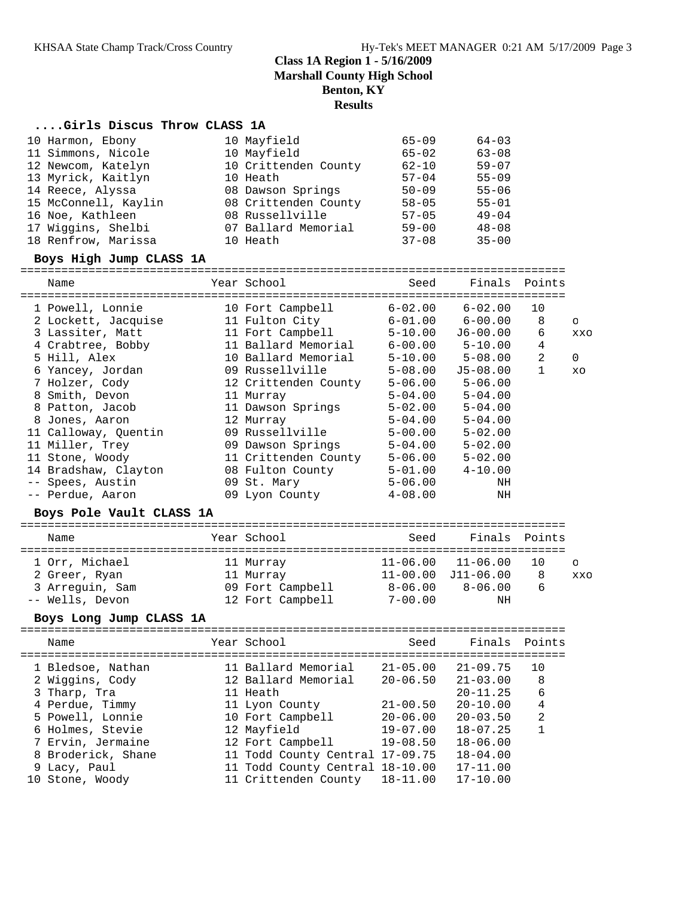**Class 1A Region 1 - 5/16/2009**
**Marshall County High School**
**Benton, KY**
**Results**

### ....Girls Discus Throw CLASS 1A

| Place | Name | Year | School | Seed | Finals |
|---|---|---|---|---|---|
| 10 | Harmon, Ebony | 10 | Mayfield | 65-09 | 64-03 |
| 11 | Simmons, Nicole | 10 | Mayfield | 65-02 | 63-08 |
| 12 | Newcom, Katelyn | 10 | Crittenden County | 62-10 | 59-07 |
| 13 | Myrick, Kaitlyn | 10 | Heath | 57-04 | 55-09 |
| 14 | Reece, Alyssa | 08 | Dawson Springs | 50-09 | 55-06 |
| 15 | McConnell, Kaylin | 08 | Crittenden County | 58-05 | 55-01 |
| 16 | Noe, Kathleen | 08 | Russellville | 57-05 | 49-04 |
| 17 | Wiggins, Shelbi | 07 | Ballard Memorial | 59-00 | 48-08 |
| 18 | Renfrow, Marissa | 10 | Heath | 37-08 | 35-00 |

### Boys High Jump CLASS 1A

| Place | Name | Year | School | Seed | Finals | Points | |
|---|---|---|---|---|---|---|---|
| 1 | Powell, Lonnie | 10 | Fort Campbell | 6-02.00 | 6-02.00 | 10 | |
| 2 | Lockett, Jacquise | 11 | Fulton City | 6-01.00 | 6-00.00 | 8 | O |
| 3 | Lassiter, Matt | 11 | Fort Campbell | 5-10.00 | J6-00.00 | 6 | XXO |
| 4 | Crabtree, Bobby | 11 | Ballard Memorial | 6-00.00 | 5-10.00 | 4 | |
| 5 | Hill, Alex | 10 | Ballard Memorial | 5-10.00 | 5-08.00 | 2 | 0 |
| 6 | Yancey, Jordan | 09 | Russellville | 5-08.00 | J5-08.00 | 1 | XO |
| 7 | Holzer, Cody | 12 | Crittenden County | 5-06.00 | 5-06.00 | | |
| 8 | Smith, Devon | 11 | Murray | 5-04.00 | 5-04.00 | | |
| 8 | Patton, Jacob | 11 | Dawson Springs | 5-02.00 | 5-04.00 | | |
| 8 | Jones, Aaron | 12 | Murray | 5-04.00 | 5-04.00 | | |
| 11 | Calloway, Quentin | 09 | Russellville | 5-00.00 | 5-02.00 | | |
| 11 | Miller, Trey | 09 | Dawson Springs | 5-04.00 | 5-02.00 | | |
| 11 | Stone, Woody | 11 | Crittenden County | 5-06.00 | 5-02.00 | | |
| 14 | Bradshaw, Clayton | 08 | Fulton County | 5-01.00 | 4-10.00 | | |
| -- | Spees, Austin | 09 | St. Mary | 5-06.00 | NH | | |
| -- | Perdue, Aaron | 09 | Lyon County | 4-08.00 | NH | | |

### Boys Pole Vault CLASS 1A

| Place | Name | Year | School | Seed | Finals | Points | |
|---|---|---|---|---|---|---|---|
| 1 | Orr, Michael | 11 | Murray | 11-06.00 | 11-06.00 | 10 | O |
| 2 | Greer, Ryan | 11 | Murray | 11-00.00 | J11-06.00 | 8 | XXO |
| 3 | Arreguin, Sam | 09 | Fort Campbell | 8-06.00 | 8-06.00 | 6 | |
| -- | Wells, Devon | 12 | Fort Campbell | 7-00.00 | NH | | |

### Boys Long Jump CLASS 1A

| Place | Name | Year | School | Seed | Finals | Points |
|---|---|---|---|---|---|---|
| 1 | Bledsoe, Nathan | 11 | Ballard Memorial | 21-05.00 | 21-09.75 | 10 |
| 2 | Wiggins, Cody | 12 | Ballard Memorial | 20-06.50 | 21-03.00 | 8 |
| 3 | Tharp, Tra | 11 | Heath | | 20-11.25 | 6 |
| 4 | Perdue, Timmy | 11 | Lyon County | 21-00.50 | 20-10.00 | 4 |
| 5 | Powell, Lonnie | 10 | Fort Campbell | 20-06.00 | 20-03.50 | 2 |
| 6 | Holmes, Stevie | 12 | Mayfield | 19-07.00 | 18-07.25 | 1 |
| 7 | Ervin, Jermaine | 12 | Fort Campbell | 19-08.50 | 18-06.00 | |
| 8 | Broderick, Shane | 11 | Todd County Central | 17-09.75 | 18-04.00 | |
| 9 | Lacy, Paul | 11 | Todd County Central | 18-10.00 | 17-11.00 | |
| 10 | Stone, Woody | 11 | Crittenden County | 18-11.00 | 17-10.00 | |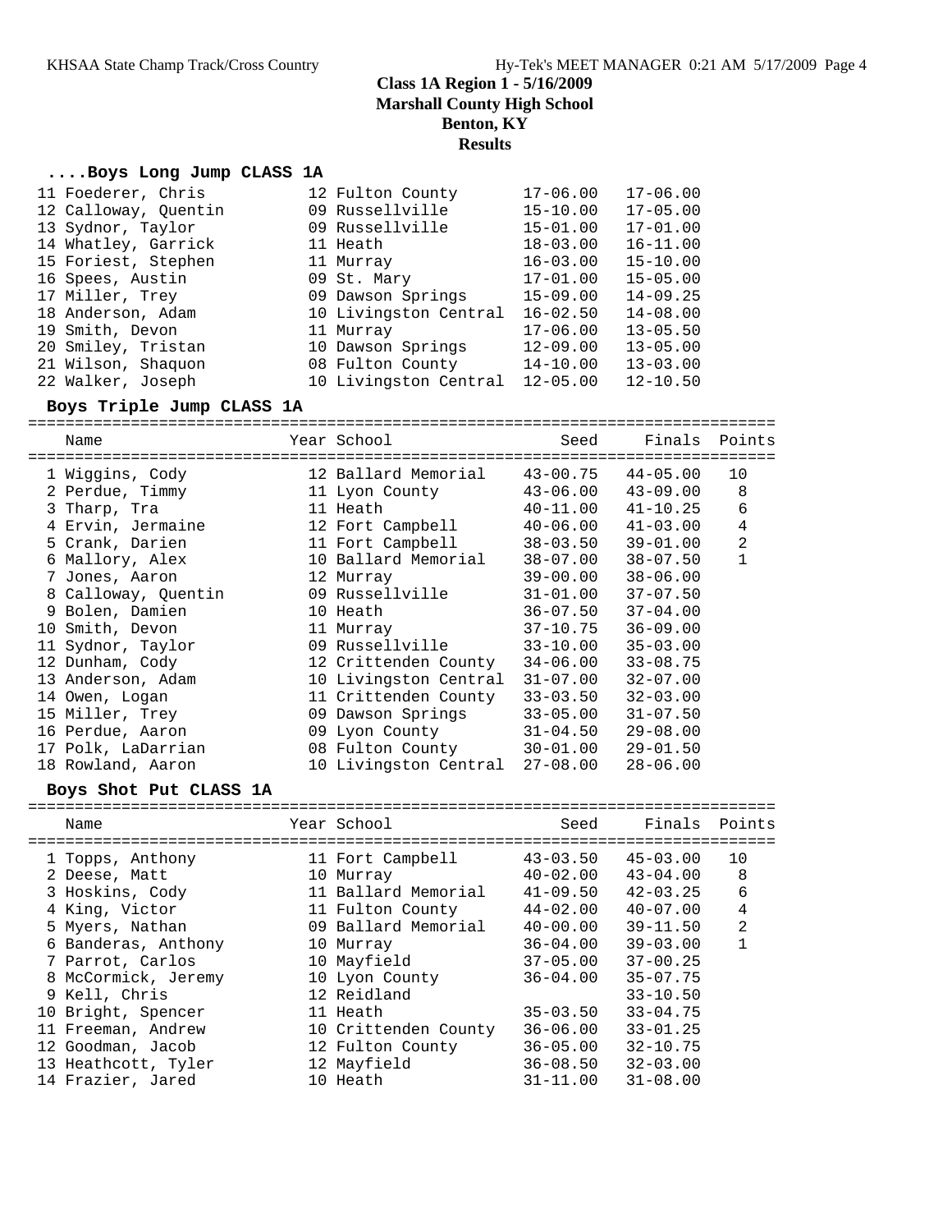# Class 1A Region 1 - 5/16/2009
## Marshall County High School
## Benton, KY
## Results

### ....Boys Long Jump CLASS 1A

| Place | Name | Year | School | Seed | Finals |
|---|---|---|---|---|---|
| 11 | Foederer, Chris | 12 | Fulton County | 17-06.00 | 17-06.00 |
| 12 | Calloway, Quentin | 09 | Russellville | 15-10.00 | 17-05.00 |
| 13 | Sydnor, Taylor | 09 | Russellville | 15-01.00 | 17-01.00 |
| 14 | Whatley, Garrick | 11 | Heath | 18-03.00 | 16-11.00 |
| 15 | Foriest, Stephen | 11 | Murray | 16-03.00 | 15-10.00 |
| 16 | Spees, Austin | 09 | St. Mary | 17-01.00 | 15-05.00 |
| 17 | Miller, Trey | 09 | Dawson Springs | 15-09.00 | 14-09.25 |
| 18 | Anderson, Adam | 10 | Livingston Central | 16-02.50 | 14-08.00 |
| 19 | Smith, Devon | 11 | Murray | 17-06.00 | 13-05.50 |
| 20 | Smiley, Tristan | 10 | Dawson Springs | 12-09.00 | 13-05.00 |
| 21 | Wilson, Shaquon | 08 | Fulton County | 14-10.00 | 13-03.00 |
| 22 | Walker, Joseph | 10 | Livingston Central | 12-05.00 | 12-10.50 |

### Boys Triple Jump CLASS 1A

| Place | Name | Year | School | Seed | Finals | Points |
|---|---|---|---|---|---|---|
| 1 | Wiggins, Cody | 12 | Ballard Memorial | 43-00.75 | 44-05.00 | 10 |
| 2 | Perdue, Timmy | 11 | Lyon County | 43-06.00 | 43-09.00 | 8 |
| 3 | Tharp, Tra | 11 | Heath | 40-11.00 | 41-10.25 | 6 |
| 4 | Ervin, Jermaine | 12 | Fort Campbell | 40-06.00 | 41-03.00 | 4 |
| 5 | Crank, Darien | 11 | Fort Campbell | 38-03.50 | 39-01.00 | 2 |
| 6 | Mallory, Alex | 10 | Ballard Memorial | 38-07.00 | 38-07.50 | 1 |
| 7 | Jones, Aaron | 12 | Murray | 39-00.00 | 38-06.00 | |
| 8 | Calloway, Quentin | 09 | Russellville | 31-01.00 | 37-07.50 | |
| 9 | Bolen, Damien | 10 | Heath | 36-07.50 | 37-04.00 | |
| 10 | Smith, Devon | 11 | Murray | 37-10.75 | 36-09.00 | |
| 11 | Sydnor, Taylor | 09 | Russellville | 33-10.00 | 35-03.00 | |
| 12 | Dunham, Cody | 12 | Crittenden County | 34-06.00 | 33-08.75 | |
| 13 | Anderson, Adam | 10 | Livingston Central | 31-07.00 | 32-07.00 | |
| 14 | Owen, Logan | 11 | Crittenden County | 33-03.50 | 32-03.00 | |
| 15 | Miller, Trey | 09 | Dawson Springs | 33-05.00 | 31-07.50 | |
| 16 | Perdue, Aaron | 09 | Lyon County | 31-04.50 | 29-08.00 | |
| 17 | Polk, LaDarrian | 08 | Fulton County | 30-01.00 | 29-01.50 | |
| 18 | Rowland, Aaron | 10 | Livingston Central | 27-08.00 | 28-06.00 | |

### Boys Shot Put CLASS 1A

| Place | Name | Year | School | Seed | Finals | Points |
|---|---|---|---|---|---|---|
| 1 | Topps, Anthony | 11 | Fort Campbell | 43-03.50 | 45-03.00 | 10 |
| 2 | Deese, Matt | 10 | Murray | 40-02.00 | 43-04.00 | 8 |
| 3 | Hoskins, Cody | 11 | Ballard Memorial | 41-09.50 | 42-03.25 | 6 |
| 4 | King, Victor | 11 | Fulton County | 44-02.00 | 40-07.00 | 4 |
| 5 | Myers, Nathan | 09 | Ballard Memorial | 40-00.00 | 39-11.50 | 2 |
| 6 | Banderas, Anthony | 10 | Murray | 36-04.00 | 39-03.00 | 1 |
| 7 | Parrot, Carlos | 10 | Mayfield | 37-05.00 | 37-00.25 | |
| 8 | McCormick, Jeremy | 10 | Lyon County | 36-04.00 | 35-07.75 | |
| 9 | Kell, Chris | 12 | Reidland | | 33-10.50 | |
| 10 | Bright, Spencer | 11 | Heath | 35-03.50 | 33-04.75 | |
| 11 | Freeman, Andrew | 10 | Crittenden County | 36-06.00 | 33-01.25 | |
| 12 | Goodman, Jacob | 12 | Fulton County | 36-05.00 | 32-10.75 | |
| 13 | Heathcott, Tyler | 12 | Mayfield | 36-08.50 | 32-03.00 | |
| 14 | Frazier, Jared | 10 | Heath | 31-11.00 | 31-08.00 | |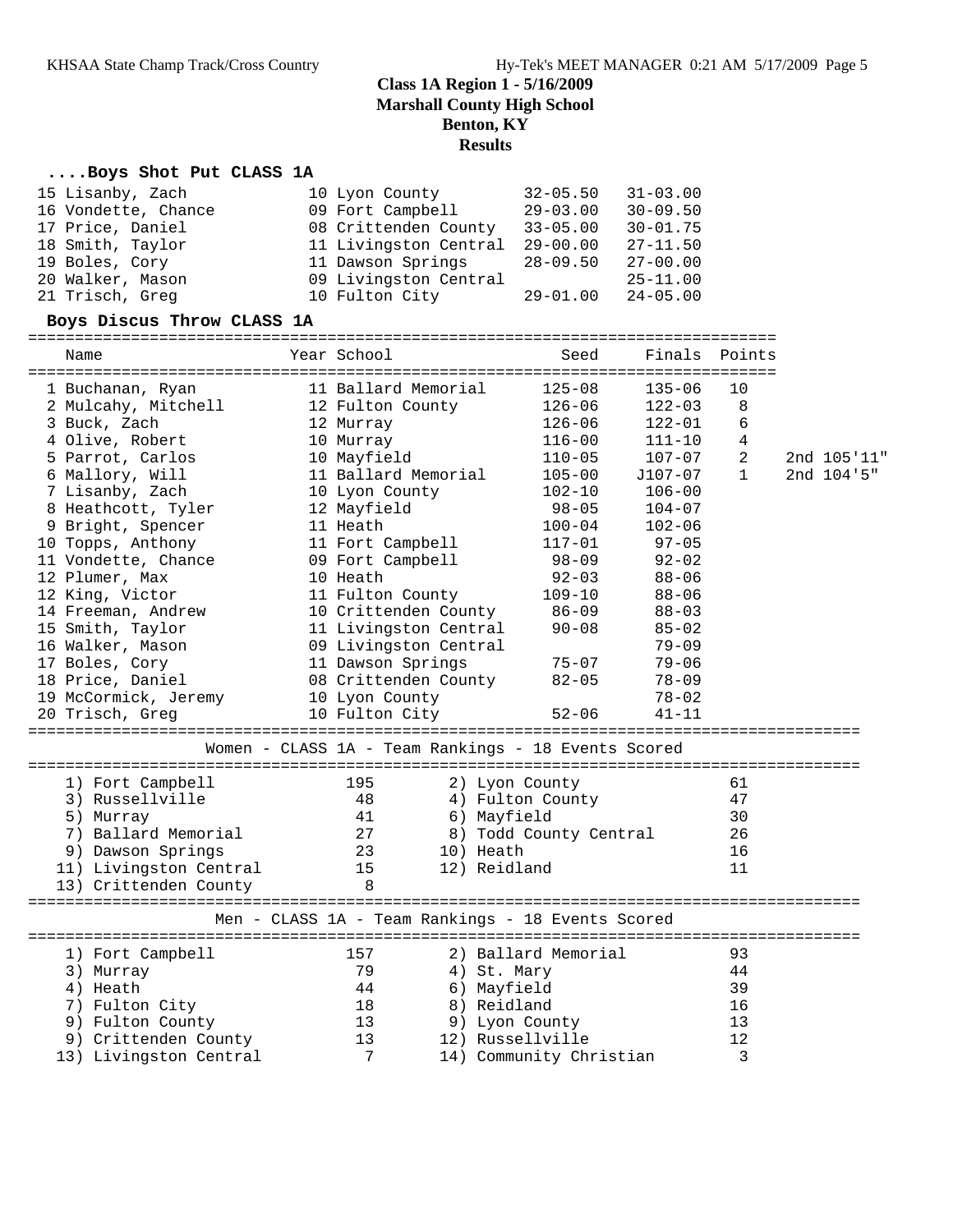# Class 1A Region 1 - 5/16/2009

## Marshall County High School

## Benton, KY

## Results

### ....Boys Shot Put CLASS 1A

| | | | | | |
|---|---|---|---|---|---|
| 15 | Lisanby, Zach | 10 Lyon County | 32-05.50 | 31-03.00 | |
| 16 | Vondette, Chance | 09 Fort Campbell | 29-03.00 | 30-09.50 | |
| 17 | Price, Daniel | 08 Crittenden County | 33-05.00 | 30-01.75 | |
| 18 | Smith, Taylor | 11 Livingston Central | 29-00.00 | 27-11.50 | |
| 19 | Boles, Cory | 11 Dawson Springs | 28-09.50 | 27-00.00 | |
| 20 | Walker, Mason | 09 Livingston Central | | 25-11.00 | |
| 21 | Trisch, Greg | 10 Fulton City | 29-01.00 | 24-05.00 | |

### Boys Discus Throw CLASS 1A

| | Name | Year School | Seed | Finals | Points | |
|---|---|---|---|---|---|---|
| 1 | Buchanan, Ryan | 11 Ballard Memorial | 125-08 | 135-06 | 10 | |
| 2 | Mulcahy, Mitchell | 12 Fulton County | 126-06 | 122-03 | 8 | |
| 3 | Buck, Zach | 12 Murray | 126-06 | 122-01 | 6 | |
| 4 | Olive, Robert | 10 Murray | 116-00 | 111-10 | 4 | |
| 5 | Parrot, Carlos | 10 Mayfield | 110-05 | 107-07 | 2 | 2nd 105'11" |
| 6 | Mallory, Will | 11 Ballard Memorial | 105-00 | J107-07 | 1 | 2nd 104'5" |
| 7 | Lisanby, Zach | 10 Lyon County | 102-10 | 106-00 | | |
| 8 | Heathcott, Tyler | 12 Mayfield | 98-05 | 104-07 | | |
| 9 | Bright, Spencer | 11 Heath | 100-04 | 102-06 | | |
| 10 | Topps, Anthony | 11 Fort Campbell | 117-01 | 97-05 | | |
| 11 | Vondette, Chance | 09 Fort Campbell | 98-09 | 92-02 | | |
| 12 | Plumer, Max | 10 Heath | 92-03 | 88-06 | | |
| 12 | King, Victor | 11 Fulton County | 109-10 | 88-06 | | |
| 14 | Freeman, Andrew | 10 Crittenden County | 86-09 | 88-03 | | |
| 15 | Smith, Taylor | 11 Livingston Central | 90-08 | 85-02 | | |
| 16 | Walker, Mason | 09 Livingston Central | | 79-09 | | |
| 17 | Boles, Cory | 11 Dawson Springs | 75-07 | 79-06 | | |
| 18 | Price, Daniel | 08 Crittenden County | 82-05 | 78-09 | | |
| 19 | McCormick, Jeremy | 10 Lyon County | | 78-02 | | |
| 20 | Trisch, Greg | 10 Fulton City | 52-06 | 41-11 | | |

### Women - CLASS 1A - Team Rankings - 18 Events Scored

| | | | |
|---|---|---|---|
| 1) Fort Campbell | 195 | 2) Lyon County | 61 |
| 3) Russellville | 48 | 4) Fulton County | 47 |
| 5) Murray | 41 | 6) Mayfield | 30 |
| 7) Ballard Memorial | 27 | 8) Todd County Central | 26 |
| 9) Dawson Springs | 23 | 10) Heath | 16 |
| 11) Livingston Central | 15 | 12) Reidland | 11 |
| 13) Crittenden County | 8 | | |

### Men - CLASS 1A - Team Rankings - 18 Events Scored

| | | | |
|---|---|---|---|
| 1) Fort Campbell | 157 | 2) Ballard Memorial | 93 |
| 3) Murray | 79 | 4) St. Mary | 44 |
| 4) Heath | 44 | 6) Mayfield | 39 |
| 7) Fulton City | 18 | 8) Reidland | 16 |
| 9) Fulton County | 13 | 9) Lyon County | 13 |
| 9) Crittenden County | 13 | 12) Russellville | 12 |
| 13) Livingston Central | 7 | 14) Community Christian | 3 |